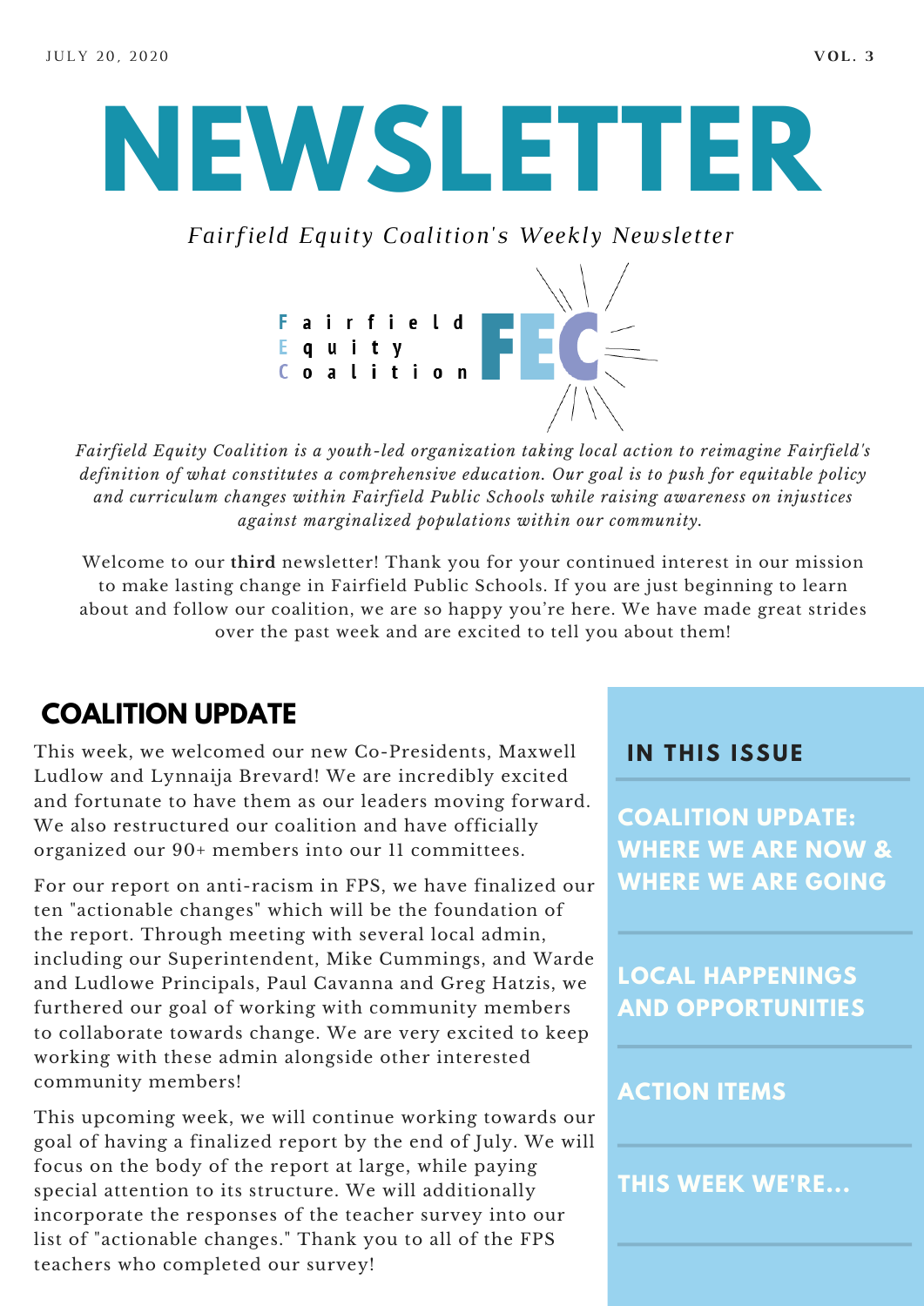JULY 20, 2020

VOL. 3

# NEWSLETTER

*Fairfield Equity Coalition's Weekly Newsletter*

Fairfield Equity Coalition FEC

*Fairfield Equity Coalition is a youth-led organization taking local action to reimagine Fairfield's definition of what constitutes a comprehensive education. Our goal is to push for equitable policy and curriculum changes within Fairfield Public Schools while raising awareness on injustices against marginalized populations within our community.*

Welcome to our **third** newsletter! Thank you for your continued interest in our mission to make lasting change in Fairfield Public Schools. If you are just beginning to learn about and follow our coalition, we are so happy you're here. We have made great strides over the past week and are excited to tell you about them!

## COALITION UPDATE

This week, we welcomed our new Co-Presidents, Maxwell Ludlow and Lynnaija Brevard! We are incredibly excited and fortunate to have them as our leaders moving forward. We also restructured our coalition and have officially organized our 90+ members into our 11 committees.

For our report on anti-racism in FPS, we have finalized our ten "actionable changes" which will be the foundation of the report. Through meeting with several local admin, including our Superintendent, Mike Cummings, and Warde and Ludlowe Principals, Paul Cavanna and Greg Hatzis, we furthered our goal of working with community members to collaborate towards change. We are very excited to keep working with these admin alongside other interested community members!

This upcoming week, we will continue working towards our goal of having a finalized report by the end of July. We will focus on the body of the report at large, while paying special attention to its structure. We will additionally incorporate the responses of the teacher survey into our list of "actionable changes." Thank you to all of the FPS teachers who completed our survey!

### IN THIS ISSUE

- COALITION UPDATE: WHERE WE ARE NOW & WHERE WE ARE GOING
- LOCAL HAPPENINGS AND OPPORTUNITIES
- ACTION ITEMS
- THIS WEEK WE'RE...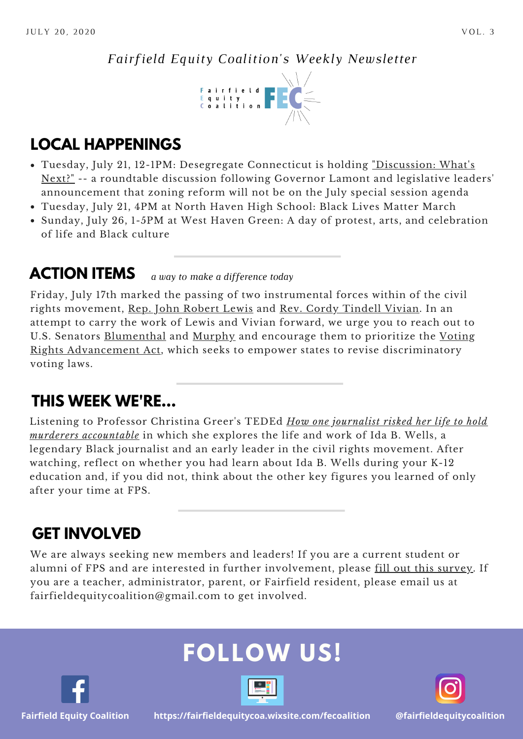JULY 20, 2020 VOL. 3

*Fairfield Equity Coalition's Weekly Newsletter*

Fairfield Equity Coalition FEC

## LOCAL HAPPENINGS

- Tuesday, July 21, 12-1PM: Desegregate Connecticut is holding "Discussion: What's Next?" -- a roundtable discussion following Governor Lamont and legislative leaders' announcement that zoning reform will not be on the July special session agenda
- Tuesday, July 21, 4PM at North Haven High School: Black Lives Matter March
- Sunday, July 26, 1-5PM at West Haven Green: A day of protest, arts, and celebration of life and Black culture

## ACTION ITEMS *a way to make a difference today*

Friday, July 17th marked the passing of two instrumental forces within of the civil rights movement, Rep. John Robert Lewis and Rev. Cordy Tindell Vivian. In an attempt to carry the work of Lewis and Vivian forward, we urge you to reach out to U.S. Senators Blumenthal and Murphy and encourage them to prioritize the Voting Rights Advancement Act, which seeks to empower states to revise discriminatory voting laws.

## THIS WEEK WE'RE...

Listening to Professor Christina Greer's TEDEd *How one journalist risked her life to hold murderers accountable* in which she explores the life and work of Ida B. Wells, a legendary Black journalist and an early leader in the civil rights movement. After watching, reflect on whether you had learn about Ida B. Wells during your K-12 education and, if you did not, think about the other key figures you learned of only after your time at FPS.

## GET INVOLVED

We are always seeking new members and leaders! If you are a current student or alumni of FPS and are interested in further involvement, please fill out this survey. If you are a teacher, administrator, parent, or Fairfield resident, please email us at fairfieldequitycoalition@gmail.com to get involved.

## FOLLOW US!

Fairfield Equity Coalition

https://fairfieldequitycoa.wixsite.com/fecoalition

@fairfieldequitycoalition